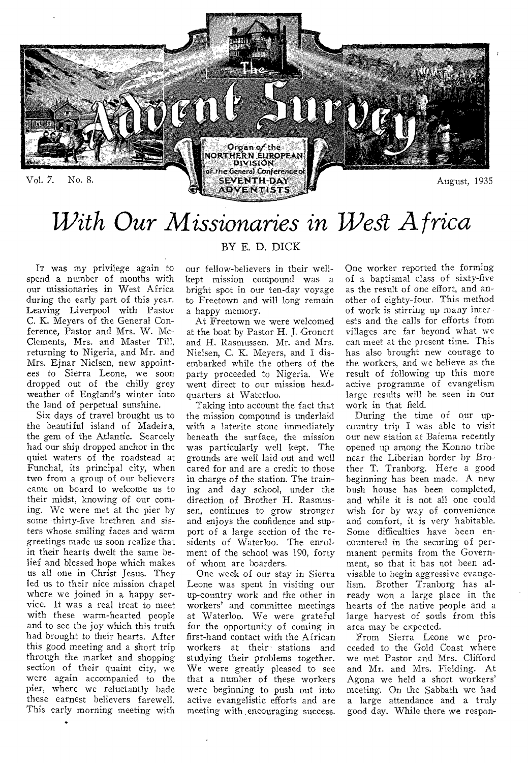# The Advent Survey

Organ of the NORTHERN EUROPEAN DIVISION of the General Conference of SEVENTH-DAY ADVENTISTS

Vol. 7. No. 8. August, 1935

# *With Our Missionaries in West Africa*

BY E. D. DICK

IT was my privilege again to spend a number of months with our missionaries in West Africa during the early part of this year. Leaving Liverpool with Pastor C. K. Meyers of the General Conference, Pastor and Mrs. W. McClements, Mrs. and Master Till, returning to Nigeria, and Mr. and Mrs. Ejnar Nielsen, new appointees to Sierra Leone, we soon dropped out of the chilly grey weather of England's winter into the land of perpetual sunshine.

Six days of travel brought us to the beautiful island of Madeira, the gem of the Atlantic. Scarcely had our ship dropped anchor in the quiet waters of the roadstead at Funchal, its principal city, when two from a group of our believers came on board to welcome us to their midst, knowing of our coming. We were met at the pier by some thirty-five brethren and sisters whose smiling faces and warm greetings made us soon realize that in their hearts dwelt the same belief and blessed hope which makes us all one in Christ Jesus. They led us to their nice mission chapel where we joined in a happy service. It was a real treat to meet with these warm-hearted people and to see the joy which this truth had brought to their hearts. After this good meeting and a short trip through the market and shopping section of their quaint city, we were again accompanied to the pier, where we reluctantly bade these earnest believers farewell. This early morning meeting with our fellow-believers in their well-kept mission compound was a bright spot in our ten-day voyage to Freetown and will long remain a happy memory.

At Freetown we were welcomed at the boat by Pastor H. J. Gronert and H. Rasmussen. Mr. and Mrs. Nielsen, C. K. Meyers, and I disembarked while the others of the party proceeded to Nigeria. We went direct to our mission headquarters at Waterloo.

Taking into account the fact that the mission compound is underlaid with a laterite stone immediately beneath the surface, the mission was particularly well kept. The grounds are well laid out and well cared for and are a credit to those in charge of the station. The training and day school, under the direction of Brother H. Rasmussen, continues to grow stronger and enjoys the confidence and support of a large section of the residents of Waterloo. The enrolment of the school was 190, forty of whom are boarders.

One week of our stay in Sierra Leone was spent in visiting our up-country work and the other in workers' and committee meetings at Waterloo. We were grateful for the opportunity of coming in first-hand contact with the African workers at their stations and studying their problems together. We were greatly pleased to see that a number of these workers were beginning to push out into active evangelistic efforts and are meeting with encouraging success. One worker reported the forming of a baptismal class of sixty-five as the result of one effort, and another of eighty-four. This method of work is stirring up many interests and the calls for efforts from villages are far beyond what we can meet at the present time. This has also brought new courage to the workers, and we believe as the result of following up this more active programme of evangelism large results will be seen in our work in that field.

During the time of our up-country trip I was able to visit our new station at Baiema recently opened up among the Konno tribe near the Liberian border by Brother T. Tranborg. Here a good beginning has been made. A new bush house has been completed, and while it is not all one could wish for by way of convenience and comfort, it is very habitable. Some difficulties have been encountered in the securing of permanent permits from the Government, so that it has not been advisable to begin aggressive evangelism. Brother Tranborg has already won a large place in the hearts of the native people and a large harvest of souls from this area may be expected.

From Sierra Leone we proceeded to the Gold Coast where we met Pastor and Mrs. Clifford and Mr. and Mrs. Fielding. At Agona we held a short workers' meeting. On the Sabbath we had a large attendance and a truly good day. While there we respon-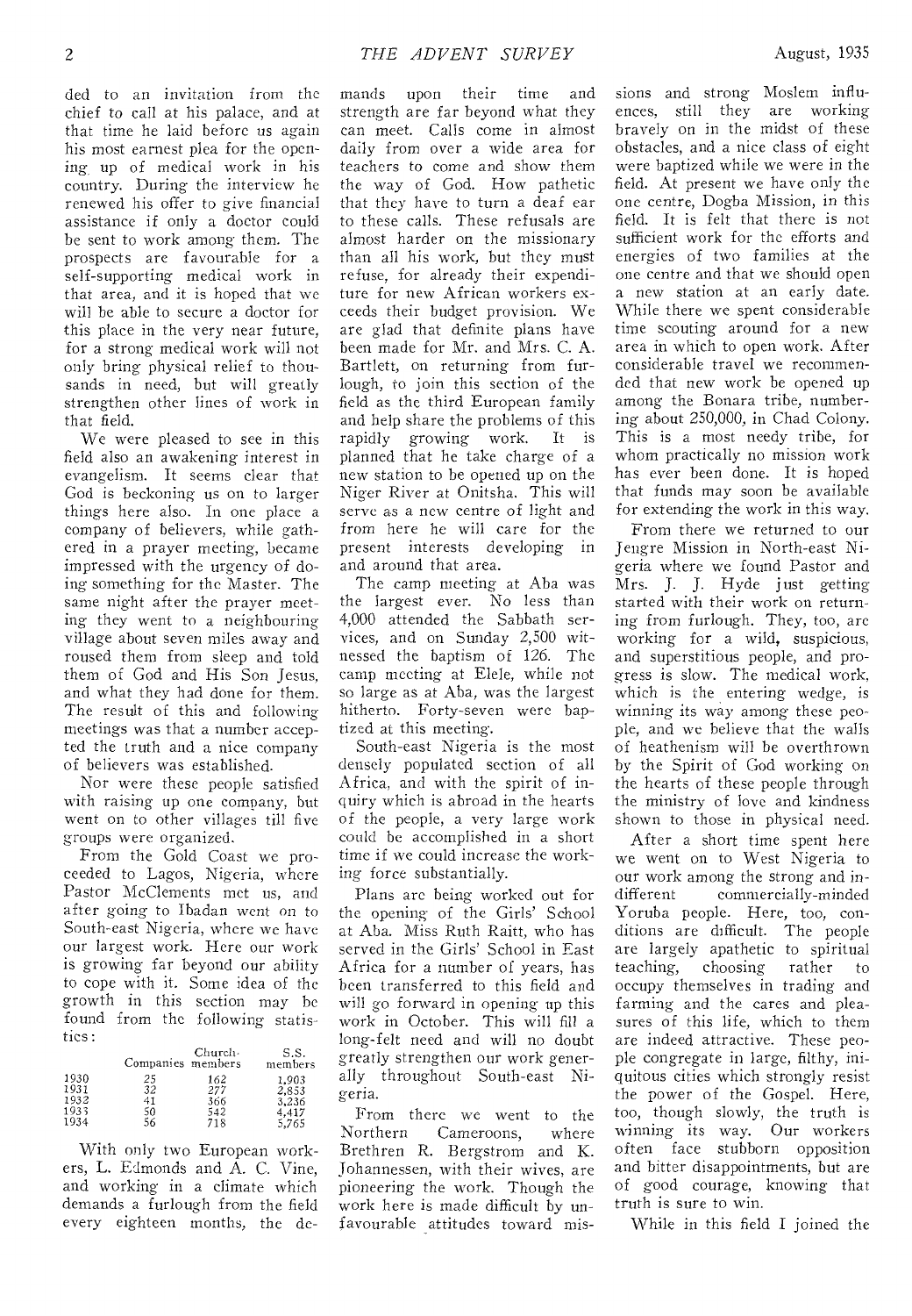ded to an invitation from the chief to call at his palace, and at that time he laid before us again his most earnest plea for the opening up of medical work in his country. During the interview he renewed his offer to give financial assistance if only a doctor could be sent to work among them. The prospects are favourable for a self-supporting medical work in that area, and it is hoped that we will be able to secure a doctor for this place in the very near future, for a strong medical work will not only bring physical relief to thousands in need, but will greatly strengthen other lines of work in that field.

We were pleased to see in this field also an awakening interest in evangelism. It seems clear that God is beckoning us on to larger things here also. In one place a company of believers, while gathered in a prayer meeting, became impressed with the urgency of doing something for the Master. The same night after the prayer meeting they went to a neighbouring village about seven miles away and roused them from sleep and told them of God and His Son Jesus, and what they had done for them. The result of this and following meetings was that a number accepted the truth and a nice company of believers was established.

Nor were these people satisfied with raising up one company, but went on to other villages till five groups were organized.

From the Gold Coast we proceeded to Lagos, Nigeria, where Pastor McClements met us, and after going to Ibadan went on to South-east Nigeria, where we have our largest work. Here our work is growing far beyond our ability to cope with it. Some idea of the growth in this section may be found from the following statistics:

| | Companies | Church-members | S.S. members |
|---|---|---|---|
| 1930 | 25 | 162 | 1,903 |
| 1931 | 32 | 277 | 2,853 |
| 1932 | 41 | 366 | 3,236 |
| 1933 | 50 | 542 | 4,417 |
| 1934 | 56 | 718 | 5,765 |

With only two European workers, L. Edmonds and A. C. Vine, and working in a climate which demands a furlough from the field every eighteen months, the demands upon their time and strength are far beyond what they can meet. Calls come in almost daily from over a wide area for teachers to come and show them the way of God. How pathetic that they have to turn a deaf ear to these calls. These refusals are almost harder on the missionary than all his work, but they must refuse, for already their expenditure for new African workers exceeds their budget provision. We are glad that definite plans have been made for Mr. and Mrs. C. A. Bartlett, on returning from furlough, to join this section of the field as the third European family and help share the problems of this rapidly growing work. It is planned that he take charge of a new station to be opened up on the Niger River at Onitsha. This will serve as a new centre of light and from here he will care for the present interests developing in and around that area.

The camp meeting at Aba was the largest ever. No less than 4,000 attended the Sabbath services, and on Sunday 2,500 witnessed the baptism of 126. The camp meeting at Elele, while not so large as at Aba, was the largest hitherto. Forty-seven were baptized at this meeting.

South-east Nigeria is the most densely populated section of all Africa, and with the spirit of inquiry which is abroad in the hearts of the people, a very large work could be accomplished in a short time if we could increase the working force substantially.

Plans are being worked out for the opening of the Girls' School at Aba. Miss Ruth Raitt, who has served in the Girls' School in East Africa for a number of years, has been transferred to this field and will go forward in opening up this work in October. This will fill a long-felt need and will no doubt greatly strengthen our work generally throughout South-east Nigeria.

From there we went to the Northern Cameroons, where Brethren R. Bergstrom and K. Johannessen, with their wives, are pioneering the work. Though the work here is made difficult by unfavourable attitudes toward missions and strong Moslem influences, still they are working bravely on in the midst of these obstacles, and a nice class of eight were baptized while we were in the field. At present we have only the one centre, Dogba Mission, in this field. It is felt that there is not sufficient work for the efforts and energies of two families at the one centre and that we should open a new station at an early date. While there we spent considerable time scouting around for a new area in which to open work. After considerable travel we recommended that new work be opened up among the Bonara tribe, numbering about 250,000, in Chad Colony. This is a most needy tribe, for whom practically no mission work has ever been done. It is hoped that funds may soon be available for extending the work in this way.

From there we returned to our Jengre Mission in North-east Nigeria where we found Pastor and Mrs. J. J. Hyde just getting started with their work on returning from furlough. They, too, are working for a wild, suspicious, and superstitious people, and progress is slow. The medical work, which is the entering wedge, is winning its way among these people, and we believe that the walls of heathenism will be overthrown by the Spirit of God working on the hearts of these people through the ministry of love and kindness shown to those in physical need.

After a short time spent here we went on to West Nigeria to our work among the strong and indifferent commercially-minded Yoruba people. Here, too, conditions are difficult. The people are largely apathetic to spiritual teaching, choosing rather to occupy themselves in trading and farming and the cares and pleasures of this life, which to them are indeed attractive. These people congregate in large, filthy, iniquitous cities which strongly resist the power of the Gospel. Here, too, though slowly, the truth is winning its way. Our workers often face stubborn opposition and bitter disappointments, but are of good courage, knowing that truth is sure to win.

While in this field I joined the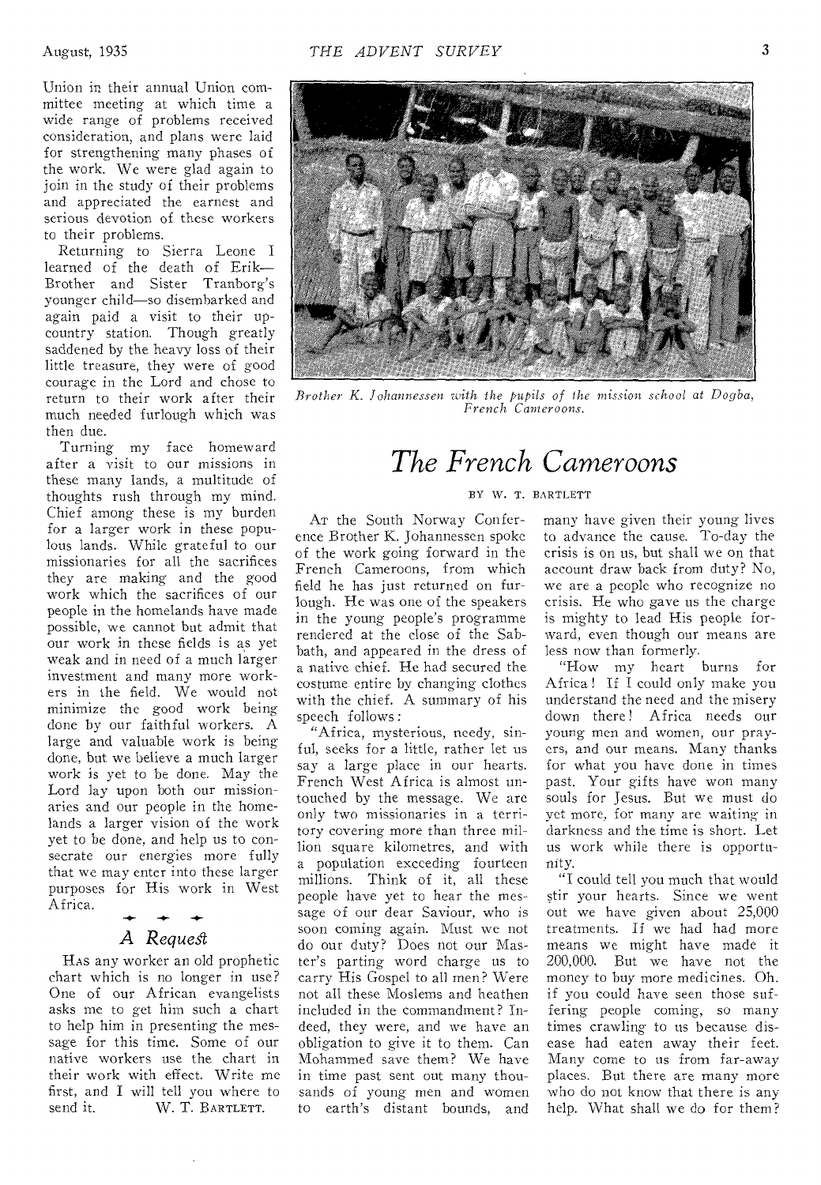Union in their annual Union committee meeting at which time a wide range of problems received consideration, and plans were laid for strengthening many phases of the work. We were glad again to join in the study of their problems and appreciated the earnest and serious devotion of these workers to their problems.

Returning to Sierra Leone I learned of the death of Erik—Brother and Sister Tranborg's younger child—so disembarked and again paid a visit to their up-country station. Though greatly saddened by the heavy loss of their little treasure, they were of good courage in the Lord and chose to return to their work after their much needed furlough which was then due.

Turning my face homeward after a visit to our missions in these many lands, a multitude of thoughts rush through my mind. Chief among these is my burden for a larger work in these populous lands. While grateful to our missionaries for all the sacrifices they are making and the good work which the sacrifices of our people in the homelands have made possible, we cannot but admit that our work in these fields is as yet weak and in need of a much larger investment and many more workers in the field. We would not minimize the good work being done by our faithful workers. A large and valuable work is being done, but we believe a much larger work is yet to be done. May the Lord lay upon both our missionaries and our people in the homelands a larger vision of the work yet to be done, and help us to consecrate our energies more fully that we may enter into these larger purposes for His work in West Africa.

## *A Request*

HAS any worker an old prophetic chart which is no longer in use? One of our African evangelists asks me to get him such a chart to help him in presenting the message for this time. Some of our native workers use the chart in their work with effect. Write me first, and I will tell you where to send it. W. T. BARTLETT.

*Brother K. Johannessen with the pupils of the mission school at Dogba, French Cameroons.*

# *The French Cameroons*

BY W. T. BARTLETT

AT the South Norway Conference Brother K. Johannessen spoke of the work going forward in the French Cameroons, from which field he has just returned on furlough. He was one of the speakers in the young people's programme rendered at the close of the Sabbath, and appeared in the dress of a native chief. He had secured the costume entire by changing clothes with the chief. A summary of his speech follows:

"Africa, mysterious, needy, sinful, seeks for a little, rather let us say a large place in our hearts. French West Africa is almost untouched by the message. We are only two missionaries in a territory covering more than three million square kilometres, and with a population exceeding fourteen millions. Think of it, all these people have yet to hear the message of our dear Saviour, who is soon coming again. Must we not do our duty? Does not our Master's parting word charge us to carry His Gospel to all men? Were not all these Moslems and heathen included in the commandment? Indeed, they were, and we have an obligation to give it to them. Can Mohammed save them? We have in time past sent out many thousands of young men and women to earth's distant bounds, and many have given their young lives to advance the cause. To-day the crisis is on us, but shall we on that account draw back from duty? No, we are a people who recognize no crisis. He who gave us the charge is mighty to lead His people forward, even though our means are less now than formerly.

"How my heart burns for Africa! If I could only make you understand the need and the misery down there! Africa needs our young men and women, our prayers, and our means. Many thanks for what you have done in times past. Your gifts have won many souls for Jesus. But we must do yet more, for many are waiting in darkness and the time is short. Let us work while there is opportunity.

"I could tell you much that would stir your hearts. Since we went out we have given about 25,000 treatments. If we had had more means we might have made it 200,000. But we have not the money to buy more medicines. Oh, if you could have seen those suffering people coming, so many times crawling to us because disease had eaten away their feet. Many come to us from far-away places. But there are many more who do not know that there is any help. What shall we do for them?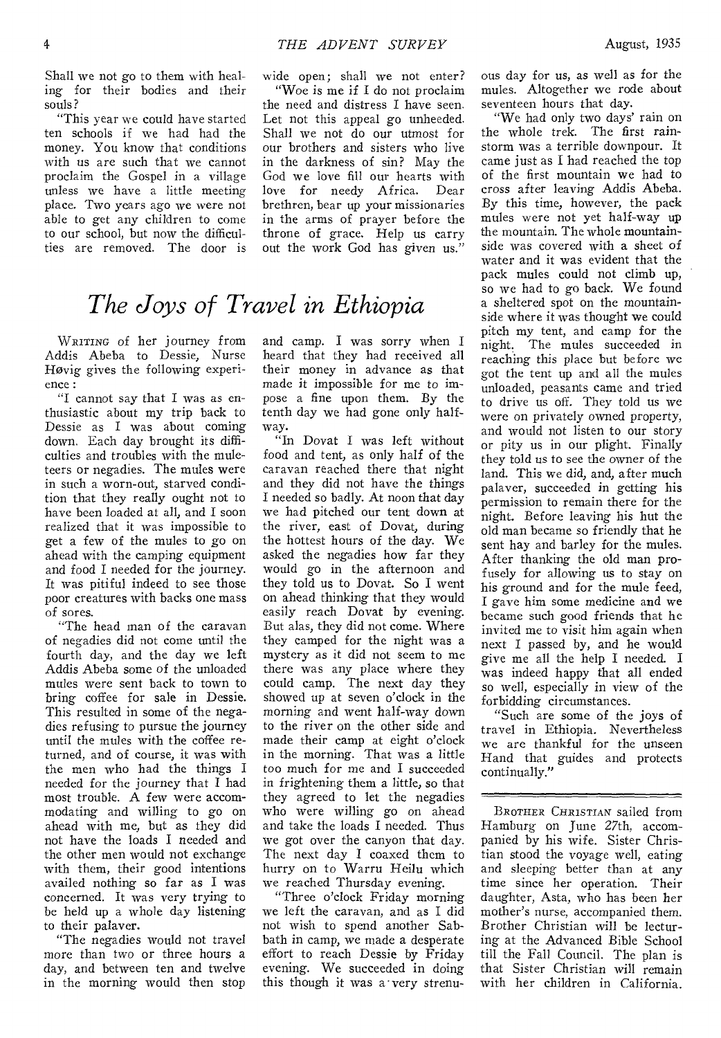Shall we not go to them with healing for their bodies and their souls?

"This year we could have started ten schools if we had had the money. You know that conditions with us are such that we cannot proclaim the Gospel in a village unless we have a little meeting place. Two years ago we were not able to get any children to come to our school, but now the difficulties are removed. The door is wide open; shall we not enter?

"Woe is me if I do not proclaim the need and distress I have seen. Let not this appeal go unheeded. Shall we not do our utmost for our brothers and sisters who live in the darkness of sin? May the God we love fill our hearts with love for needy Africa. Dear brethren, bear up your missionaries in the arms of prayer before the throne of grace. Help us carry out the work God has given us."

# *The Joys of Travel in Ethiopia*

WRITING of her journey from Addis Abeba to Dessie, Nurse Høvig gives the following experience:

"I cannot say that I was as enthusiastic about my trip back to Dessie as I was about coming down. Each day brought its difficulties and troubles with the muleteers or negadies. The mules were in such a worn-out, starved condition that they really ought not to have been loaded at all, and I soon realized that it was impossible to get a few of the mules to go on ahead with the camping equipment and food I needed for the journey. It was pitiful indeed to see those poor creatures with backs one mass of sores.

"The head man of the caravan of negadies did not come until the fourth day, and the day we left Addis Abeba some of the unloaded mules were sent back to town to bring coffee for sale in Dessie. This resulted in some of the negadies refusing to pursue the journey until the mules with the coffee returned, and of course, it was with the men who had the things I needed for the journey that I had most trouble. A few were accommodating and willing to go on ahead with me, but as they did not have the loads I needed and the other men would not exchange with them, their good intentions availed nothing so far as I was concerned. It was very trying to be held up a whole day listening to their palaver.

"The negadies would not travel more than two or three hours a day, and between ten and twelve in the morning would then stop and camp. I was sorry when I heard that they had received all their money in advance as that made it impossible for me to impose a fine upon them. By the tenth day we had gone only halfway.

"In Dovat I was left without food and tent, as only half of the caravan reached there that night and they did not have the things I needed so badly. At noon that day we had pitched our tent down at the river, east of Dovat, during the hottest hours of the day. We asked the negadies how far they would go in the afternoon and they told us to Dovat. So I went on ahead thinking that they would easily reach Dovat by evening. But alas, they did not come. Where they camped for the night was a mystery as it did not seem to me there was any place where they could camp. The next day they showed up at seven o'clock in the morning and went half-way down to the river on the other side and made their camp at eight o'clock in the morning. That was a little too much for me and I succeeded in frightening them a little, so that they agreed to let the negadies who were willing go on ahead and take the loads I needed. Thus we got over the canyon that day. The next day I coaxed them to hurry on to Warru Heilu which we reached Thursday evening.

"Three o'clock Friday morning we left the caravan, and as I did not wish to spend another Sabbath in camp, we made a desperate effort to reach Dessie by Friday evening. We succeeded in doing this though it was a very strenuous day for us, as well as for the mules. Altogether we rode about seventeen hours that day.

"We had only two days' rain on the whole trek. The first rainstorm was a terrible downpour. It came just as I had reached the top of the first mountain we had to cross after leaving Addis Abeba. By this time, however, the pack mules were not yet half-way up the mountain. The whole mountainside was covered with a sheet of water and it was evident that the pack mules could not climb up, so we had to go back. We found a sheltered spot on the mountainside where it was thought we could pitch my tent, and camp for the night. The mules succeeded in reaching this place but before we got the tent up and all the mules unloaded, peasants came and tried to drive us off. They told us we were on privately owned property, and would not listen to our story or pity us in our plight. Finally they told us to see the owner of the land. This we did, and, after much palaver, succeeded in getting his permission to remain there for the night. Before leaving his hut the old man became so friendly that he sent hay and barley for the mules. After thanking the old man profusely for allowing us to stay on his ground and for the mule feed, I gave him some medicine and we became such good friends that he invited me to visit him again when next I passed by, and he would give me all the help I needed. I was indeed happy that all ended so well, especially in view of the forbidding circumstances.

"Such are some of the joys of travel in Ethiopia. Nevertheless we are thankful for the unseen Hand that guides and protects continually."

---

BROTHER CHRISTIAN sailed from Hamburg on June 27th, accompanied by his wife. Sister Christian stood the voyage well, eating and sleeping better than at any time since her operation. Their daughter, Asta, who has been her mother's nurse, accompanied them. Brother Christian will be lecturing at the Advanced Bible School till the Fall Council. The plan is that Sister Christian will remain with her children in California.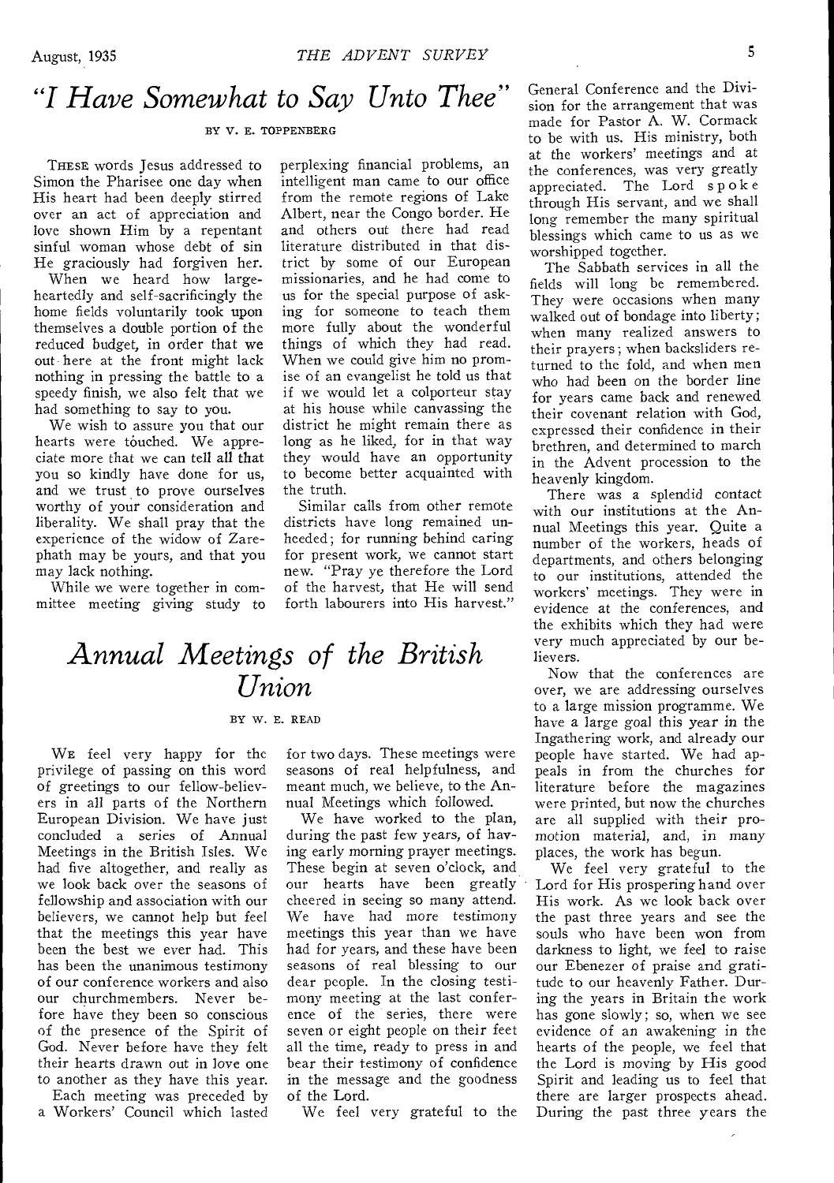# *"I Have Somewhat to Say Unto Thee"*

BY V. E. TOPPENBERG

THESE words Jesus addressed to Simon the Pharisee one day when His heart had been deeply stirred over an act of appreciation and love shown Him by a repentant sinful woman whose debt of sin He graciously had forgiven her.

When we heard how large-heartedly and self-sacrificingly the home fields voluntarily took upon themselves a double portion of the reduced budget, in order that we out here at the front might lack nothing in pressing the battle to a speedy finish, we also felt that we had something to say to you.

We wish to assure you that our hearts were touched. We appreciate more that we can tell all that you so kindly have done for us, and we trust to prove ourselves worthy of your consideration and liberality. We shall pray that the experience of the widow of Zarephath may be yours, and that you may lack nothing.

While we were together in committee meeting giving study to perplexing financial problems, an intelligent man came to our office from the remote regions of Lake Albert, near the Congo border. He and others out there had read literature distributed in that district by some of our European missionaries, and he had come to us for the special purpose of asking for someone to teach them more fully about the wonderful things of which they had read. When we could give him no promise of an evangelist he told us that if we would let a colporteur stay at his house while canvassing the district he might remain there as long as he liked, for in that way they would have an opportunity to become better acquainted with the truth.

Similar calls from other remote districts have long remained unheeded; for running behind caring for present work, we cannot start new. "Pray ye therefore the Lord of the harvest, that He will send forth labourers into His harvest."

# *Annual Meetings of the British Union*

BY W. E. READ

WE feel very happy for the privilege of passing on this word of greetings to our fellow-believers in all parts of the Northern European Division. We have just concluded a series of Annual Meetings in the British Isles. We had five altogether, and really as we look back over the seasons of fellowship and association with our believers, we cannot help but feel that the meetings this year have been the best we ever had. This has been the unanimous testimony of our conference workers and also our churchmembers. Never before have they been so conscious of the presence of the Spirit of God. Never before have they felt their hearts drawn out in love one to another as they have this year.

Each meeting was preceded by a Workers' Council which lasted for two days. These meetings were seasons of real helpfulness, and meant much, we believe, to the Annual Meetings which followed.

We have worked to the plan, during the past few years, of having early morning prayer meetings. These begin at seven o'clock, and our hearts have been greatly cheered in seeing so many attend. We have had more testimony meetings this year than we have had for years, and these have been seasons of real blessing to our dear people. In the closing testimony meeting at the last conference of the series, there were seven or eight people on their feet all the time, ready to press in and bear their testimony of confidence in the message and the goodness of the Lord.

We feel very grateful to the General Conference and the Division for the arrangement that was made for Pastor A. W. Cormack to be with us. His ministry, both at the workers' meetings and at the conferences, was very greatly appreciated. The Lord spoke through His servant, and we shall long remember the many spiritual blessings which came to us as we worshipped together.

The Sabbath services in all the fields will long be remembered. They were occasions when many walked out of bondage into liberty; when many realized answers to their prayers; when backsliders returned to the fold, and when men who had been on the border line for years came back and renewed their covenant relation with God, expressed their confidence in their brethren, and determined to march in the Advent procession to the heavenly kingdom.

There was a splendid contact with our institutions at the Annual Meetings this year. Quite a number of the workers, heads of departments, and others belonging to our institutions, attended the workers' meetings. They were in evidence at the conferences, and the exhibits which they had were very much appreciated by our believers.

Now that the conferences are over, we are addressing ourselves to a large mission programme. We have a large goal this year in the Ingathering work, and already our people have started. We had appeals in from the churches for literature before the magazines were printed, but now the churches are all supplied with their promotion material, and, in many places, the work has begun.

We feel very grateful to the Lord for His prospering hand over His work. As we look back over the past three years and see the souls who have been won from darkness to light, we feel to raise our Ebenezer of praise and gratitude to our heavenly Father. During the years in Britain the work has gone slowly; so, when we see evidence of an awakening in the hearts of the people, we feel that the Lord is moving by His good Spirit and leading us to feel that there are larger prospects ahead. During the past three years the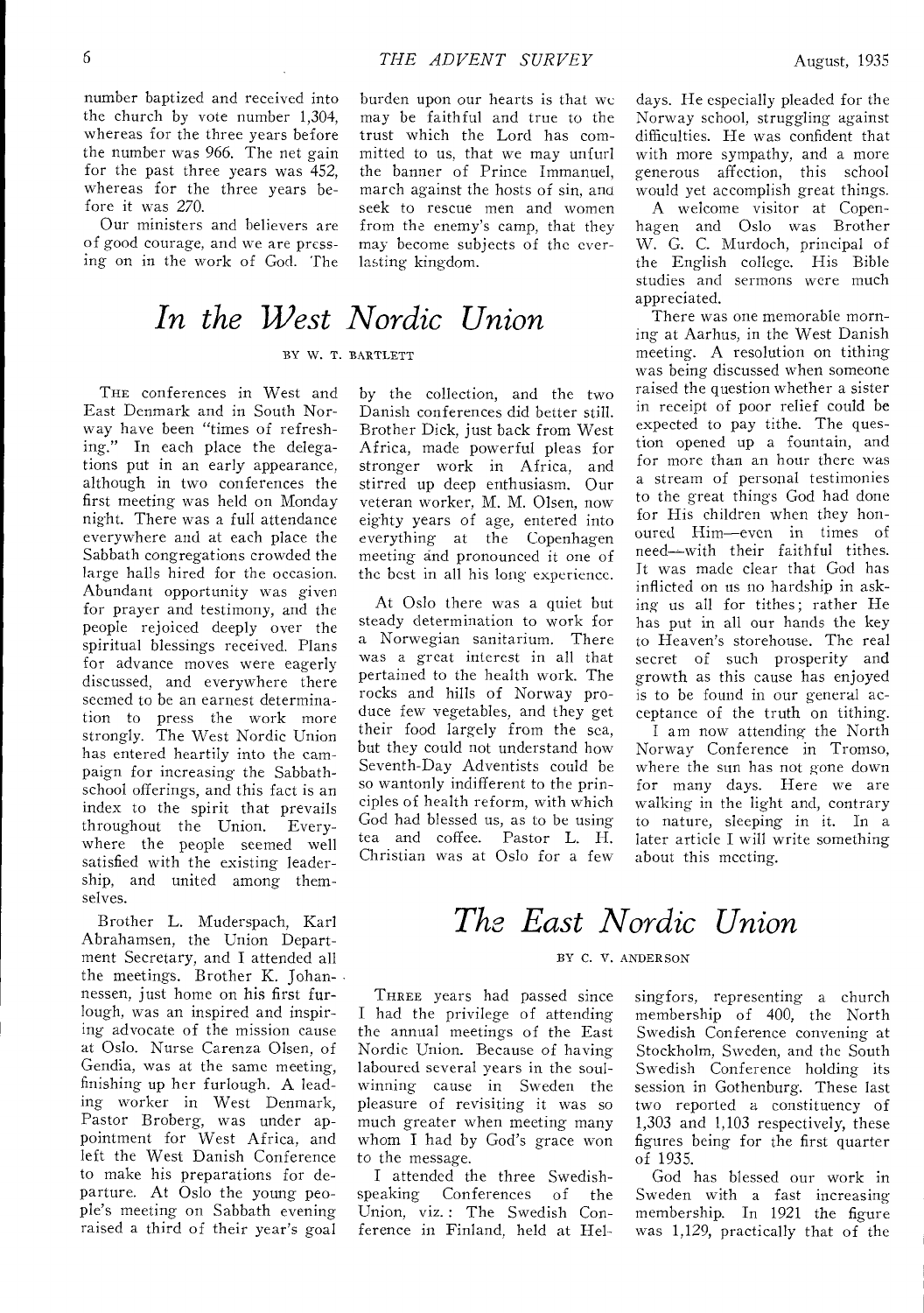number baptized and received into the church by vote number 1,304, whereas for the three years before the number was 966. The net gain for the past three years was 452, whereas for the three years before it was 270.

Our ministers and believers are of good courage, and we are pressing on in the work of God. The burden upon our hearts is that we may be faithful and true to the trust which the Lord has committed to us, that we may unfurl the banner of Prince Immanuel, march against the hosts of sin, and seek to rescue men and women from the enemy's camp, that they may become subjects of the everlasting kingdom.

# *In the West Nordic Union*

BY W. T. BARTLETT

THE conferences in West and East Denmark and in South Norway have been "times of refreshing." In each place the delegations put in an early appearance, although in two conferences the first meeting was held on Monday night. There was a full attendance everywhere and at each place the Sabbath congregations crowded the large halls hired for the occasion. Abundant opportunity was given for prayer and testimony, and the people rejoiced deeply over the spiritual blessings received. Plans for advance moves were eagerly discussed, and everywhere there seemed to be an earnest determination to press the work more strongly. The West Nordic Union has entered heartily into the campaign for increasing the Sabbath-school offerings, and this fact is an index to the spirit that prevails throughout the Union. Everywhere the people seemed well satisfied with the existing leadership, and united among themselves.

Brother L. Muderspach, Karl Abrahamsen, the Union Department Secretary, and I attended all the meetings. Brother K. Johannessen, just home on his first furlough, was an inspired and inspiring advocate of the mission cause at Oslo. Nurse Carenza Olsen, of Gendia, was at the same meeting, finishing up her furlough. A leading worker in West Denmark, Pastor Broberg, was under appointment for West Africa, and left the West Danish Conference to make his preparations for departure. At Oslo the young people's meeting on Sabbath evening raised a third of their year's goal by the collection, and the two Danish conferences did better still. Brother Dick, just back from West Africa, made powerful pleas for stronger work in Africa, and stirred up deep enthusiasm. Our veteran worker, M. M. Olsen, now eighty years of age, entered into everything at the Copenhagen meeting and pronounced it one of the best in all his long experience.

At Oslo there was a quiet but steady determination to work for a Norwegian sanitarium. There was a great interest in all that pertained to the health work. The rocks and hills of Norway produce few vegetables, and they get their food largely from the sea, but they could not understand how Seventh-Day Adventists could be so wantonly indifferent to the principles of health reform, with which God had blessed us, as to be using tea and coffee. Pastor L. H. Christian was at Oslo for a few days. He especially pleaded for the Norway school, struggling against difficulties. He was confident that with more sympathy, and a more generous affection, this school would yet accomplish great things.

A welcome visitor at Copenhagen and Oslo was Brother W. G. C. Murdoch, principal of the English college. His Bible studies and sermons were much appreciated.

There was one memorable morning at Aarhus, in the West Danish meeting. A resolution on tithing was being discussed when someone raised the question whether a sister in receipt of poor relief could be expected to pay tithe. The question opened up a fountain, and for more than an hour there was a stream of personal testimonies to the great things God had done for His children when they honoured Him—even in times of need—with their faithful tithes. It was made clear that God has inflicted on us no hardship in asking us all for tithes; rather He has put in all our hands the key to Heaven's storehouse. The real secret of such prosperity and growth as this cause has enjoyed is to be found in our general acceptance of the truth on tithing.

I am now attending the North Norway Conference in Tromso, where the sun has not gone down for many days. Here we are walking in the light and, contrary to nature, sleeping in it. In a later article I will write something about this meeting.

# *The East Nordic Union*

BY C. V. ANDERSON

THREE years had passed since I had the privilege of attending the annual meetings of the East Nordic Union. Because of having laboured several years in the soul-winning cause in Sweden the pleasure of revisiting it was so much greater when meeting many whom I had by God's grace won to the message.

I attended the three Swedish-speaking Conferences of the Union, viz.: The Swedish Conference in Finland, held at Helsingfors, representing a church membership of 400, the North Swedish Conference convening at Stockholm, Sweden, and the South Swedish Conference holding its session in Gothenburg. These last two reported a constituency of 1,303 and 1,103 respectively, these figures being for the first quarter of 1935.

God has blessed our work in Sweden with a fast increasing membership. In 1921 the figure was 1,129, practically that of the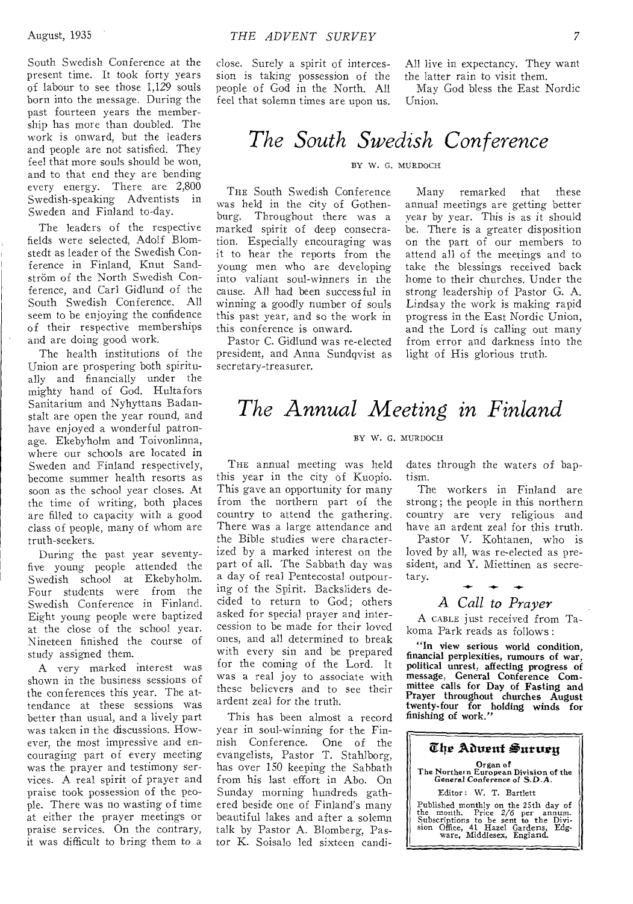South Swedish Conference at the present time. It took forty years of labour to see those 1,129 souls born into the message. During the past fourteen years the membership has more than doubled. The work is onward, but the leaders and people are not satisfied. They feel that more souls should be won, and to that end they are bending every energy. There are 2,800 Swedish-speaking Adventists in Sweden and Finland to-day.

The leaders of the respective fields were selected, Adolf Blomstedt as leader of the Swedish Conference in Finland, Knut Sandström of the North Swedish Conference, and Carl Gidlund of the South Swedish Conference. All seem to be enjoying the confidence of their respective memberships and are doing good work.

The health institutions of the Union are prospering both spiritually and financially under the mighty hand of God. Hultafors Sanitarium and Nyhyttans Badanstalt are open the year round, and have enjoyed a wonderful patronage. Ekebyholm and Toivonlinna, where our schools are located in Sweden and Finland respectively, become summer health resorts as soon as the school year closes. At the time of writing, both places are filled to capacity with a good class of people, many of whom are truth-seekers.

During the past year seventy-five young people attended the Swedish school at Ekebyholm. Four students were from the Swedish Conference in Finland. Eight young people were baptized at the close of the school year. Nineteen finished the course of study assigned them.

A very marked interest was shown in the business sessions of the conferences this year. The attendance at these sessions was better than usual, and a lively part was taken in the discussions. However, the most impressive and encouraging part of every meeting was the prayer and testimony services. A real spirit of prayer and praise took possession of the people. There was no wasting of time at either the prayer meetings or praise services. On the contrary, it was difficult to bring them to a close. Surely a spirit of intercession is taking possession of the people of God in the North. All feel that solemn times are upon us. All live in expectancy. They want the latter rain to visit them.

May God bless the East Nordic Union.

# *The South Swedish Conference*

BY W. G. MURDOCH

THE South Swedish Conference was held in the city of Gothenburg. Throughout there was a marked spirit of deep consecration. Especially encouraging was it to hear the reports from the young men who are developing into valiant soul-winners in the cause. All had been successful in winning a goodly number of souls this past year, and so the work in this conference is onward.

Pastor C. Gidlund was re-elected president, and Anna Sundqvist as secretary-treasurer.

Many remarked that these annual meetings are getting better year by year. This is as it should be. There is a greater disposition on the part of our members to attend all of the meetings and to take the blessings received back home to their churches. Under the strong leadership of Pastor G. A. Lindsay the work is making rapid progress in the East Nordic Union, and the Lord is calling out many from error and darkness into the light of His glorious truth.

# *The Annual Meeting in Finland*

BY W. G. MURDOCH

THE annual meeting was held this year in the city of Kuopio. This gave an opportunity for many from the northern part of the country to attend the gathering. There was a large attendance and the Bible studies were characterized by a marked interest on the part of all. The Sabbath day was a day of real Pentecostal outpouring of the Spirit. Backsliders decided to return to God; others asked for special prayer and intercession to be made for their loved ones, and all determined to break with every sin and be prepared for the coming of the Lord. It was a real joy to associate with these believers and to see their ardent zeal for the truth.

This has been almost a record year in soul-winning for the Finnish Conference. One of the evangelists, Pastor T. Stahlborg, has over 150 keeping the Sabbath from his last effort in Abo. On Sunday morning hundreds gathered beside one of Finland's many beautiful lakes and after a solemn talk by Pastor A. Blomberg, Pastor K. Soisalo led sixteen candidates through the waters of baptism.

The workers in Finland are strong; the people in this northern country are very religious and have an ardent zeal for this truth.

Pastor V. Kohtanen, who is loved by all, was re-elected as president, and Y. Miettinen as secretary.

## *A Call to Prayer*

A CABLE just received from Takoma Park reads as follows:

**"In view serious world condition, financial perplexities, rumours of war, political unrest, affecting progress of message, General Conference Committee calls for Day of Fasting and Prayer throughout churches August twenty-four for holding winds for finishing of work."**

**The Advent Survey**

Organ of The Northern European Division of the General Conference of S.D.A.

Editor: W. T. Bartlett

Published monthly on the 25th day of the month. Price 2/6 per annum. Subscriptions to be sent to the Division Office, 41 Hazel Gardens, Edgware, Middlesex, England.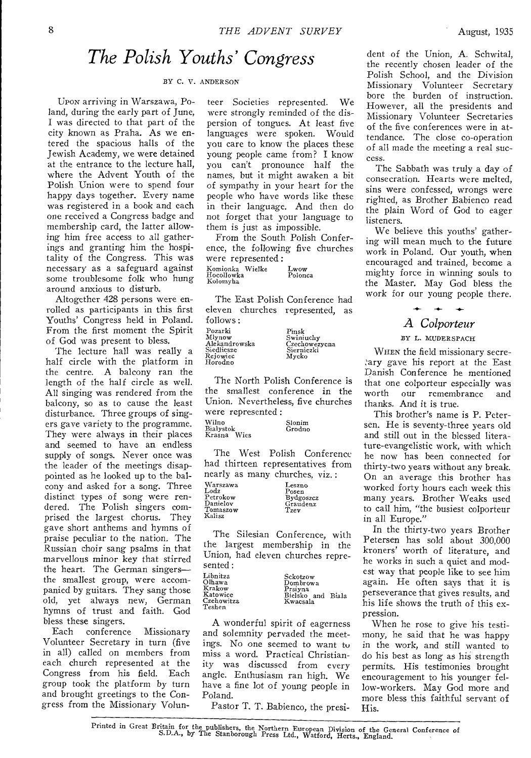# *The Polish Youths' Congress*

BY C. V. ANDERSON

UPON arriving in Warszawa, Poland, during the early part of June, I was directed to that part of the city known as Praha. As we entered the spacious halls of the Jewish Academy, we were detained at the entrance to the lecture hall, where the Advent Youth of the Polish Union were to spend four happy days together. Every name was registered in a book and each one received a Congress badge and membership card, the latter allowing him free access to all gatherings and granting him the hospitality of the Congress. This was necessary as a safeguard against some troublesome folk who hung around anxious to disturb.

Altogether 428 persons were enrolled as participants in this first Youths' Congress held in Poland. From the first moment the Spirit of God was present to bless.

The lecture hall was really a half circle with the platform in the centre. A balcony ran the length of the half circle as well. All singing was rendered from the balcony, so as to cause the least disturbance. Three groups of singers gave variety to the programme. They were always in their places and seemed to have an endless supply of songs. Never once was the leader of the meetings disappointed as he looked up to the balcony and asked for a song. Three distinct types of song were rendered. The Polish singers comprised the largest chorus. They gave short anthems and hymns of praise peculiar to the nation. The Russian choir sang psalms in that marvellous minor key that stirred the heart. The German singers—the smallest group, were accompanied by guitars. They sang those old, yet always new, German hymns of trust and faith. God bless these singers.

Each conference Missionary Volunteer Secretary in turn (five in all) called on members from each church represented at the Congress from his field. Each group took the platform by turn and brought greetings to the Congress from the Missionary Volunteer Societies represented. We were strongly reminded of the dispersion of tongues. At least five languages were spoken. Would you care to know the places these young people came from? I know you can't pronounce half the names, but it might awaken a bit of sympathy in your heart for the people who have words like these in their language. And then do not forget that your language to them is just as impossible.

From the South Polish Conference, the following five churches were represented:

| | |
|---|---|
| Komionka Wielke | Lwow |
| Hocollowka | Polonca |
| Kolomyha | |

The East Polish Conference had eleven churches represented, as follows:

| | |
|---|---|
| Pozarki | Pinsk |
| Mlynow | Swiniuchy |
| Alekandrowska | Czechowezycna |
| Siedliesze | Sierniczki |
| Rejowiec | Mycko |
| Horodno | |

The North Polish Conference is the smallest conference in the Union. Nevertheless, five churches were represented:

| | |
|---|---|
| Wilno | Slonim |
| Bialystok | Grodno |
| Krasna Wies | |

The West Polish Conference had thirteen representatives from nearly as many churches, viz.:

| | |
|---|---|
| Warszawa | Leszno |
| Lodz | Posen |
| Petrokow | Bydgoszcz |
| Danielov | Graudenz |
| Tomaszow | Tzev |
| Kalisz | |

The Silesian Conference, with the largest membership in the Union, had eleven churches represented:

| | |
|---|---|
| Libnitza | Sckotzow |
| Olhawa | Dombrowa |
| Krakow | Prsiyna |
| Katowice | Bielsko and Biala |
| Czehowitza | Kwacsala |
| Teshen | |

A wonderful spirit of eagerness and solemnity pervaded the meetings. No one seemed to want to miss a word. Practical Christianity was discussed from every angle. Enthusiasm ran high. We have a fine lot of young people in Poland.

Pastor T. T. Babienco, the president of the Union, A. Schwital, the recently chosen leader of the Polish School, and the Division Missionary Volunteer Secretary bore the burden of instruction. However, all the presidents and Missionary Volunteer Secretaries of the five conferences were in attendance. The close co-operation of all made the meeting a real success.

The Sabbath was truly a day of consecration. Hearts were melted, sins were confessed, wrongs were righted, as Brother Babienco read the plain Word of God to eager listeners.

We believe this youths' gathering will mean much to the future work in Poland. Our youth, when encouraged and trained, become a mighty force in winning souls to the Master. May God bless the work for our young people there.

## *A Colporteur*

BY L. MUDERSPACH

WHEN the field missionary secretary gave his report at the East Danish Conference he mentioned that one colporteur especially was worth our remembrance and thanks. And it is true.

This brother's name is P. Petersen. He is seventy-three years old and still out in the blessed literature-evangelistic work, with which he now has been connected for thirty-two years without any break. On an average this brother has worked forty hours each week this many years. Brother Weaks used to call him, "the busiest colporteur in all Europe."

In the thirty-two years Brother Petersen has sold about 300,000 kroners' worth of literature, and he works in such a quiet and modest way that people like to see him again. He often says that it is perseverance that gives results, and his life shows the truth of this expression.

When he rose to give his testimony, he said that he was happy in the work, and still wanted to do his best as long as his strength permits. His testimonies brought encouragement to his younger fellow-workers. May God more and more bless this faithful servant of His.

Printed in Great Britain for the publishers, the Northern European Division of the General Conference of S.D.A., by The Stanborough Press Ltd., Watford, Herts., England.